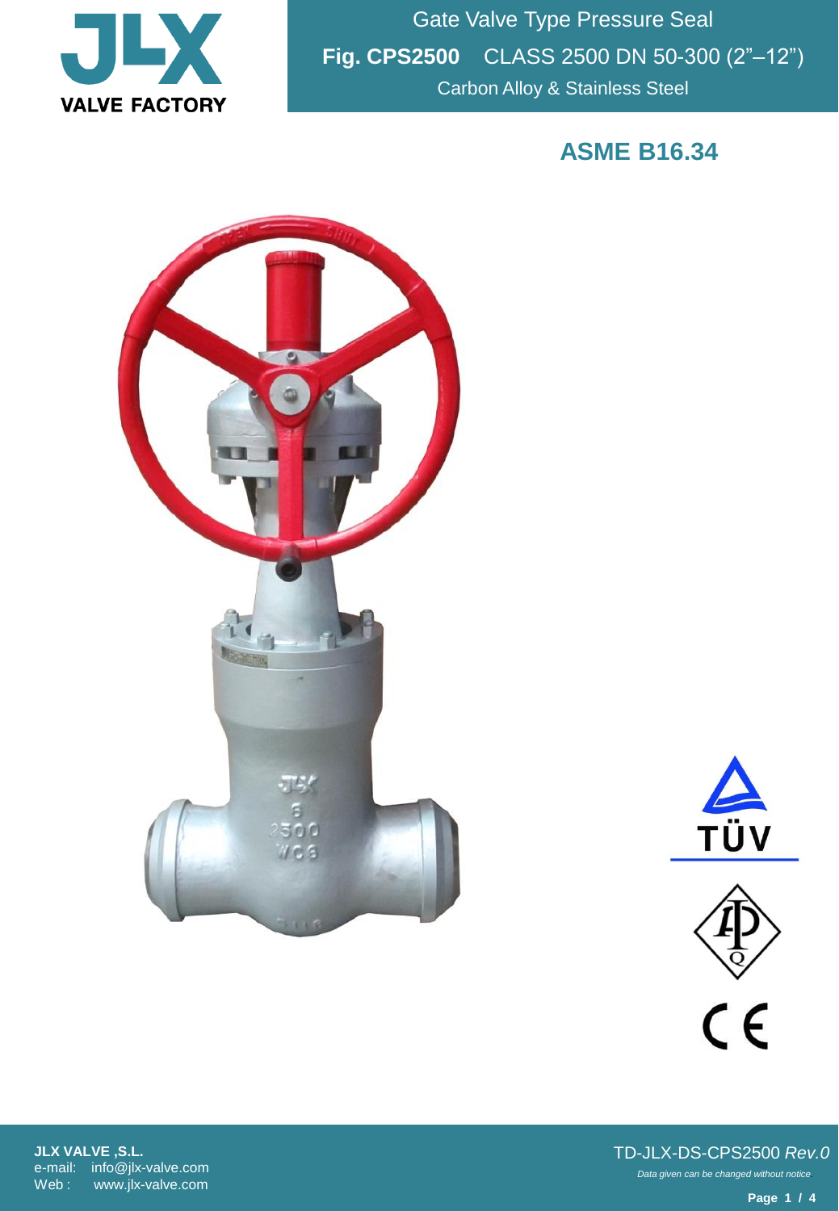# Gate Valve Type Pressure Seal

**Fig. CPS2500** CLASS 2500 DN 50-300 (2"–12")

Carbon Alloy & Stainless Steel

## ASME B16.34

**JLX VALVE ,S.L.**
e-mail: info@jlx-valve.com
Web : www.jlx-valve.com

TD-JLX-DS-CPS2500 *Rev.0*

*Data given can be changed without notice*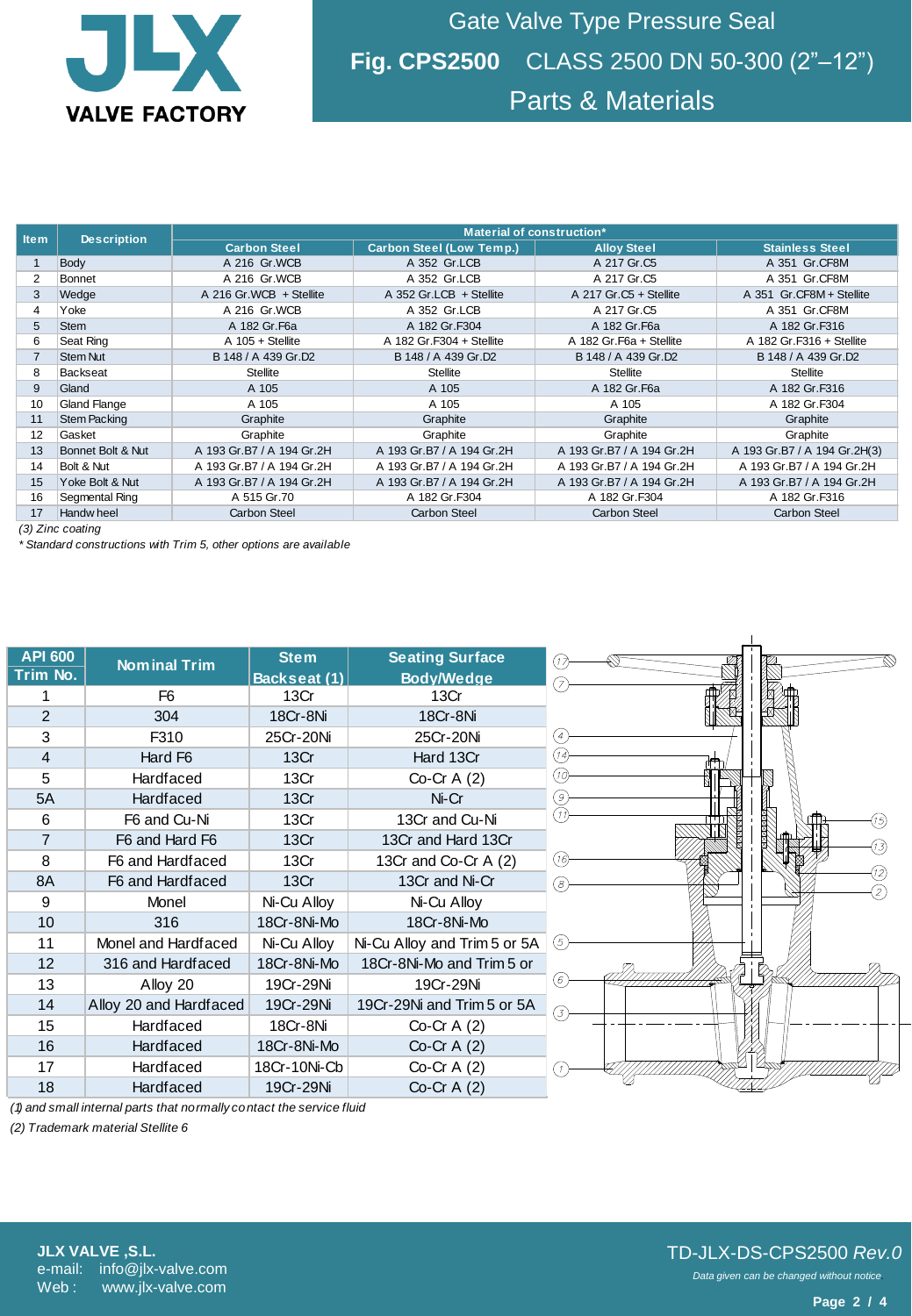# Gate Valve Type Pressure Seal

## Fig. CPS2500 CLASS 2500 DN 50-300 (2"–12")

## Parts & Materials

| Item | Description | Material of construction* | | | |
|---|---|---|---|---|---|
| | | Carbon Steel | Carbon Steel (Low Temp.) | Alloy Steel | Stainless Steel |
| 1 | Body | A 216 Gr.WCB | A 352 Gr.LCB | A 217 Gr.C5 | A 351 Gr.CF8M |
| 2 | Bonnet | A 216 Gr.WCB | A 352 Gr.LCB | A 217 Gr.C5 | A 351 Gr.CF8M |
| 3 | Wedge | A 216 Gr.WCB + Stellite | A 352 Gr.LCB + Stellite | A 217 Gr.C5 + Stellite | A 351 Gr.CF8M + Stellite |
| 4 | Yoke | A 216 Gr.WCB | A 352 Gr.LCB | A 217 Gr.C5 | A 351 Gr.CF8M |
| 5 | Stem | A 182 Gr.F6a | A 182 Gr.F304 | A 182 Gr.F6a | A 182 Gr.F316 |
| 6 | Seat Ring | A 105 + Stellite | A 182 Gr.F304 + Stellite | A 182 Gr.F6a + Stellite | A 182 Gr.F316 + Stellite |
| 7 | Stem Nut | B 148 / A 439 Gr.D2 | B 148 / A 439 Gr.D2 | B 148 / A 439 Gr.D2 | B 148 / A 439 Gr.D2 |
| 8 | Backseat | Stellite | Stellite | Stellite | Stellite |
| 9 | Gland | A 105 | A 105 | A 182 Gr.F6a | A 182 Gr.F316 |
| 10 | Gland Flange | A 105 | A 105 | A 105 | A 182 Gr.F304 |
| 11 | Stem Packing | Graphite | Graphite | Graphite | Graphite |
| 12 | Gasket | Graphite | Graphite | Graphite | Graphite |
| 13 | Bonnet Bolt & Nut | A 193 Gr.B7 / A 194 Gr.2H | A 193 Gr.B7 / A 194 Gr.2H | A 193 Gr.B7 / A 194 Gr.2H | A 193 Gr.B7 / A 194 Gr.2H(3) |
| 14 | Bolt & Nut | A 193 Gr.B7 / A 194 Gr.2H | A 193 Gr.B7 / A 194 Gr.2H | A 193 Gr.B7 / A 194 Gr.2H | A 193 Gr.B7 / A 194 Gr.2H |
| 15 | Yoke Bolt & Nut | A 193 Gr.B7 / A 194 Gr.2H | A 193 Gr.B7 / A 194 Gr.2H | A 193 Gr.B7 / A 194 Gr.2H | A 193 Gr.B7 / A 194 Gr.2H |
| 16 | Segmental Ring | A 515 Gr.70 | A 182 Gr.F304 | A 182 Gr.F304 | A 182 Gr.F316 |
| 17 | Handwheel | Carbon Steel | Carbon Steel | Carbon Steel | Carbon Steel |

*(3) Zinc coating*

*\* Standard constructions with Trim 5, other options are available*

| API 600 Trim No. | Nominal Trim | Stem Backseat (1) | Seating Surface Body/Wedge |
|---|---|---|---|
| 1 | F6 | 13Cr | 13Cr |
| 2 | 304 | 18Cr-8Ni | 18Cr-8Ni |
| 3 | F310 | 25Cr-20Ni | 25Cr-20Ni |
| 4 | Hard F6 | 13Cr | Hard 13Cr |
| 5 | Hardfaced | 13Cr | Co-Cr A (2) |
| 5A | Hardfaced | 13Cr | Ni-Cr |
| 6 | F6 and Cu-Ni | 13Cr | 13Cr and Cu-Ni |
| 7 | F6 and Hard F6 | 13Cr | 13Cr and Hard 13Cr |
| 8 | F6 and Hardfaced | 13Cr | 13Cr and Co-Cr A (2) |
| 8A | F6 and Hardfaced | 13Cr | 13Cr and Ni-Cr |
| 9 | Monel | Ni-Cu Alloy | Ni-Cu Alloy |
| 10 | 316 | 18Cr-8Ni-Mo | 18Cr-8Ni-Mo |
| 11 | Monel and Hardfaced | Ni-Cu Alloy | Ni-Cu Alloy and Trim 5 or 5A |
| 12 | 316 and Hardfaced | 18Cr-8Ni-Mo | 18Cr-8Ni-Mo and Trim 5 or |
| 13 | Alloy 20 | 19Cr-29Ni | 19Cr-29Ni |
| 14 | Alloy 20 and Hardfaced | 19Cr-29Ni | 19Cr-29Ni and Trim 5 or 5A |
| 15 | Hardfaced | 18Cr-8Ni | Co-Cr A (2) |
| 16 | Hardfaced | 18Cr-8Ni-Mo | Co-Cr A (2) |
| 17 | Hardfaced | 18Cr-10Ni-Cb | Co-Cr A (2) |
| 18 | Hardfaced | 19Cr-29Ni | Co-Cr A (2) |

*(1) and small internal parts that normally contact the service fluid*

*(2) Trademark material Stellite 6*

**JLX VALVE ,S.L.**
e-mail: info@jlx-valve.com
Web : www.jlx-valve.com

TD-JLX-DS-CPS2500 *Rev.0*

*Data given can be changed without notice*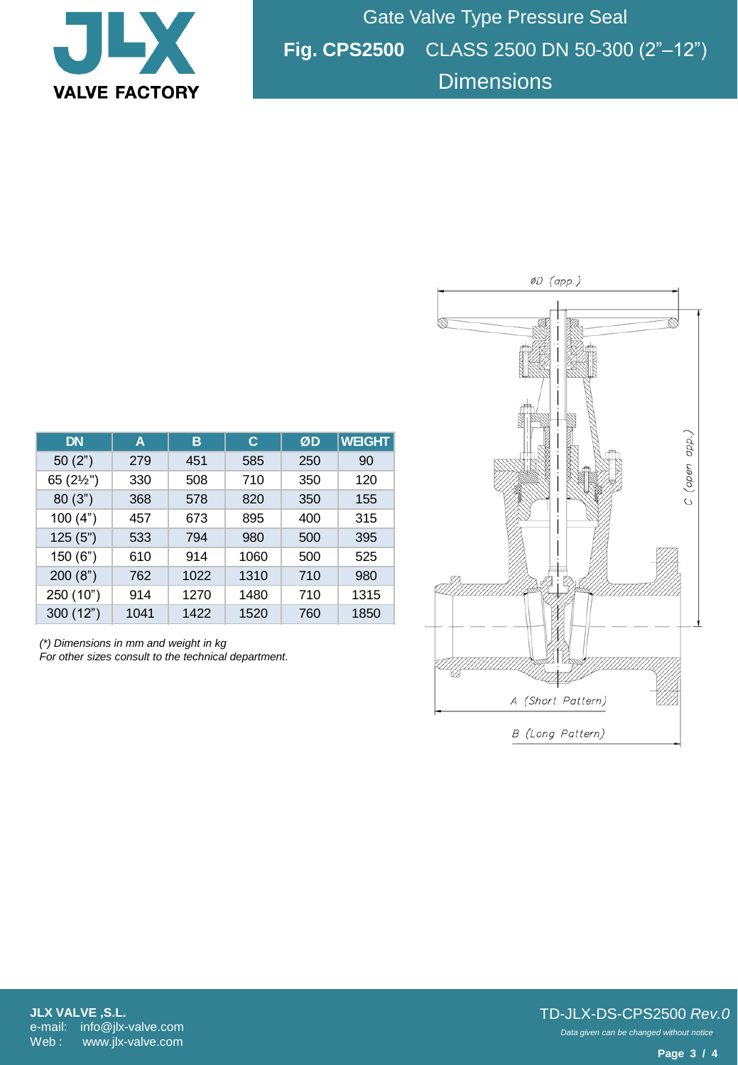# Gate Valve Type Pressure Seal

## Fig. CPS2500 CLASS 2500 DN 50-300 (2"–12")

## Dimensions

| DN | A | B | C | ØD | WEIGHT |
|---|---|---|---|---|---|
| 50 (2") | 279 | 451 | 585 | 250 | 90 |
| 65 (2½") | 330 | 508 | 710 | 350 | 120 |
| 80 (3") | 368 | 578 | 820 | 350 | 155 |
| 100 (4") | 457 | 673 | 895 | 400 | 315 |
| 125 (5") | 533 | 794 | 980 | 500 | 395 |
| 150 (6") | 610 | 914 | 1060 | 500 | 525 |
| 200 (8") | 762 | 1022 | 1310 | 710 | 980 |
| 250 (10") | 914 | 1270 | 1480 | 710 | 1315 |
| 300 (12") | 1041 | 1422 | 1520 | 760 | 1850 |

*(\*) Dimensions in mm and weight in kg*
*For other sizes consult to the technical department.*

ØD (app.)

C (open app.)

A (Short Pattern)

B (Long Pattern)

**JLX VALVE ,S.L.**
e-mail: info@jlx-valve.com
Web : www.jlx-valve.com

TD-JLX-DS-CPS2500 *Rev.0*

*Data given can be changed without notice*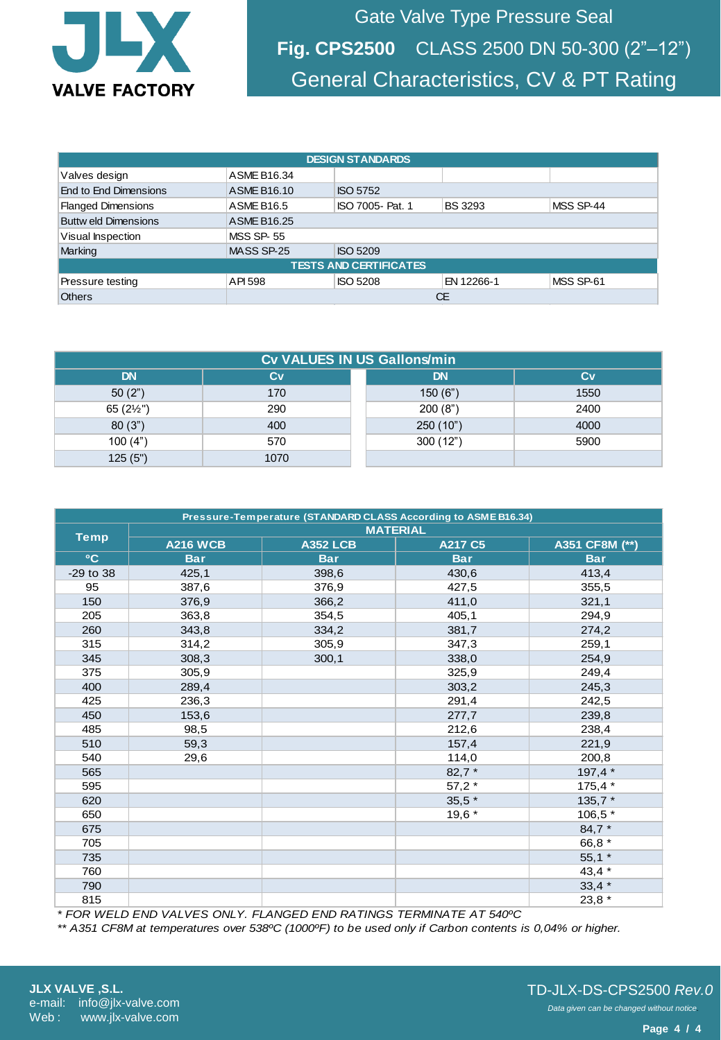# Gate Valve Type Pressure Seal

## Fig. CPS2500 CLASS 2500 DN 50-300 (2"–12")

## General Characteristics, CV & PT Rating

| DESIGN STANDARDS | | | | |
|---|---|---|---|---|
| Valves design | ASME B16.34 | | | |
| End to End Dimensions | ASME B16.10 | ISO 5752 | | |
| Flanged Dimensions | ASME B16.5 | ISO 7005- Pat. 1 | BS 3293 | MSS SP-44 |
| Buttweld Dimensions | ASME B16.25 | | | |
| Visual Inspection | MSS SP- 55 | | | |
| Marking | MASS SP-25 | ISO 5209 | | |
| **TESTS AND CERTIFICATES** | | | | |
| Pressure testing | API 598 | ISO 5208 | EN 12266-1 | MSS SP-61 |
| Others | CE | | | |

| Cv VALUES IN US Gallons/min | | | |
|---|---|---|---|
| DN | Cv | DN | Cv |
| 50 (2") | 170 | 150 (6") | 1550 |
| 65 (2½") | 290 | 200 (8") | 2400 |
| 80 (3") | 400 | 250 (10") | 4000 |
| 100 (4") | 570 | 300 (12") | 5900 |
| 125 (5") | 1070 | | |

| Pressure-Temperature (STANDARD CLASS According to ASME B16.34) | | | | |
|---|---|---|---|---|
| Temp | MATERIAL | | | |
| | A216 WCB | A352 LCB | A217 C5 | A351 CF8M (**) |
| °C | Bar | Bar | Bar | Bar |
| -29 to 38 | 425,1 | 398,6 | 430,6 | 413,4 |
| 95 | 387,6 | 376,9 | 427,5 | 355,5 |
| 150 | 376,9 | 366,2 | 411,0 | 321,1 |
| 205 | 363,8 | 354,5 | 405,1 | 294,9 |
| 260 | 343,8 | 334,2 | 381,7 | 274,2 |
| 315 | 314,2 | 305,9 | 347,3 | 259,1 |
| 345 | 308,3 | 300,1 | 338,0 | 254,9 |
| 375 | 305,9 | | 325,9 | 249,4 |
| 400 | 289,4 | | 303,2 | 245,3 |
| 425 | 236,3 | | 291,4 | 242,5 |
| 450 | 153,6 | | 277,7 | 239,8 |
| 485 | 98,5 | | 212,6 | 238,4 |
| 510 | 59,3 | | 157,4 | 221,9 |
| 540 | 29,6 | | 114,0 | 200,8 |
| 565 | | | 82,7 * | 197,4 * |
| 595 | | | 57,2 * | 175,4 * |
| 620 | | | 35,5 * | 135,7 * |
| 650 | | | 19,6 * | 106,5 * |
| 675 | | | | 84,7 * |
| 705 | | | | 66,8 * |
| 735 | | | | 55,1 * |
| 760 | | | | 43,4 * |
| 790 | | | | 33,4 * |
| 815 | | | | 23,8 * |

*\* FOR WELD END VALVES ONLY. FLANGED END RATINGS TERMINATE AT 540ºC*

*\*\* A351 CF8M at temperatures over 538ºC (1000ºF) to be used only if Carbon contents is 0,04% or higher.*

**JLX VALVE ,S.L.**
e-mail: info@jlx-valve.com
Web : www.jlx-valve.com

TD-JLX-DS-CPS2500 *Rev.0*

*Data given can be changed without notice*